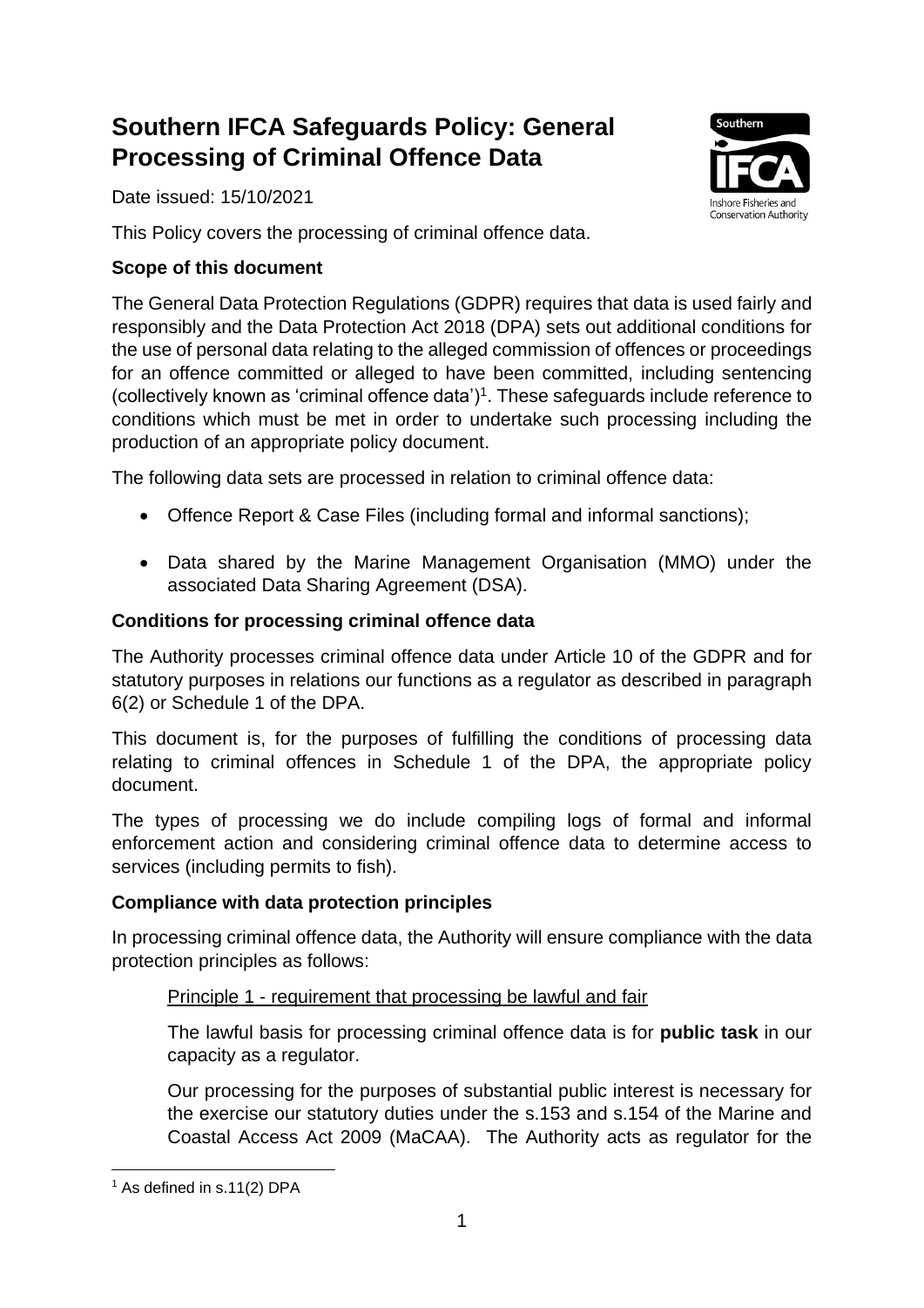# Southern IFCA Safeguards Policy: General Processing of Criminal Offence Data

Date issued: 15/10/2021

This Policy covers the processing of criminal offence data.

**Scope of this document**

The General Data Protection Regulations (GDPR) requires that data is used fairly and responsibly and the Data Protection Act 2018 (DPA) sets out additional conditions for the use of personal data relating to the alleged commission of offences or proceedings for an offence committed or alleged to have been committed, including sentencing (collectively known as 'criminal offence data')[1]. These safeguards include reference to conditions which must be met in order to undertake such processing including the production of an appropriate policy document.

The following data sets are processed in relation to criminal offence data:

- Offence Report & Case Files (including formal and informal sanctions);
- Data shared by the Marine Management Organisation (MMO) under the associated Data Sharing Agreement (DSA).

**Conditions for processing criminal offence data**

The Authority processes criminal offence data under Article 10 of the GDPR and for statutory purposes in relations our functions as a regulator as described in paragraph 6(2) or Schedule 1 of the DPA.

This document is, for the purposes of fulfilling the conditions of processing data relating to criminal offences in Schedule 1 of the DPA, the appropriate policy document.

The types of processing we do include compiling logs of formal and informal enforcement action and considering criminal offence data to determine access to services (including permits to fish).

**Compliance with data protection principles**

In processing criminal offence data, the Authority will ensure compliance with the data protection principles as follows:

Principle 1 - requirement that processing be lawful and fair

The lawful basis for processing criminal offence data is for **public task** in our capacity as a regulator.

Our processing for the purposes of substantial public interest is necessary for the exercise our statutory duties under the s.153 and s.154 of the Marine and Coastal Access Act 2009 (MaCAA). The Authority acts as regulator for the

[1] As defined in s.11(2) DPA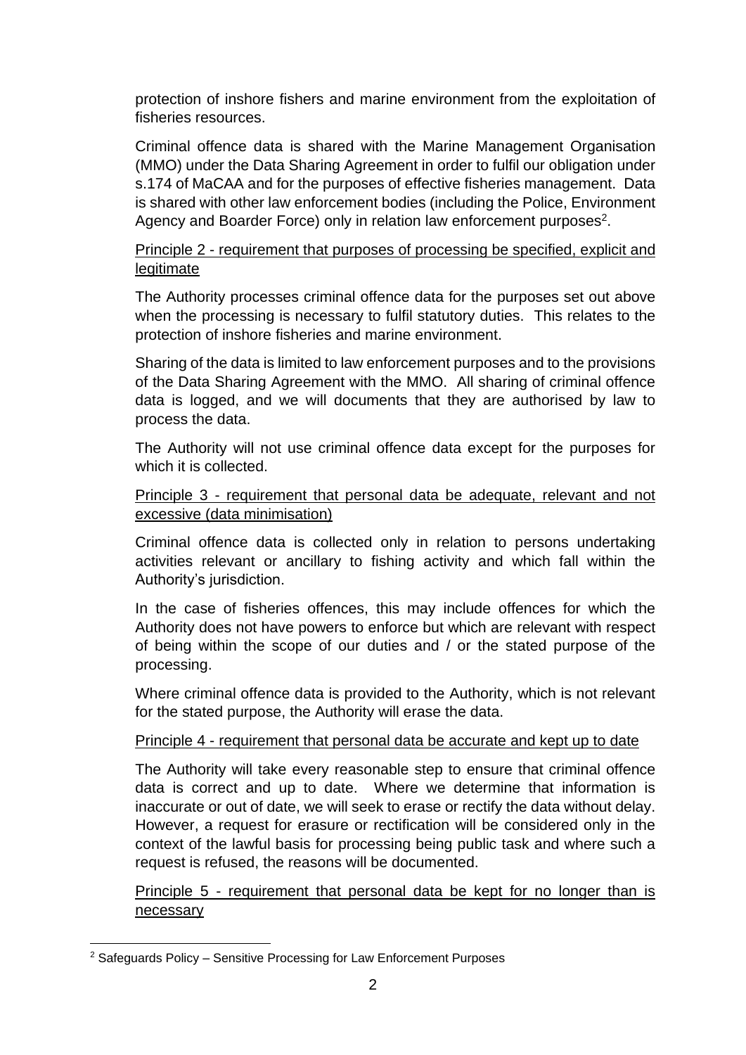protection of inshore fishers and marine environment from the exploitation of fisheries resources.

Criminal offence data is shared with the Marine Management Organisation (MMO) under the Data Sharing Agreement in order to fulfil our obligation under s.174 of MaCAA and for the purposes of effective fisheries management. Data is shared with other law enforcement bodies (including the Police, Environment Agency and Boarder Force) only in relation law enforcement purposes[2].

Principle 2 - requirement that purposes of processing be specified, explicit and legitimate

The Authority processes criminal offence data for the purposes set out above when the processing is necessary to fulfil statutory duties. This relates to the protection of inshore fisheries and marine environment.

Sharing of the data is limited to law enforcement purposes and to the provisions of the Data Sharing Agreement with the MMO. All sharing of criminal offence data is logged, and we will documents that they are authorised by law to process the data.

The Authority will not use criminal offence data except for the purposes for which it is collected.

Principle 3 - requirement that personal data be adequate, relevant and not excessive (data minimisation)

Criminal offence data is collected only in relation to persons undertaking activities relevant or ancillary to fishing activity and which fall within the Authority's jurisdiction.

In the case of fisheries offences, this may include offences for which the Authority does not have powers to enforce but which are relevant with respect of being within the scope of our duties and / or the stated purpose of the processing.

Where criminal offence data is provided to the Authority, which is not relevant for the stated purpose, the Authority will erase the data.

Principle 4 - requirement that personal data be accurate and kept up to date

The Authority will take every reasonable step to ensure that criminal offence data is correct and up to date. Where we determine that information is inaccurate or out of date, we will seek to erase or rectify the data without delay. However, a request for erasure or rectification will be considered only in the context of the lawful basis for processing being public task and where such a request is refused, the reasons will be documented.

Principle 5 - requirement that personal data be kept for no longer than is necessary

[2] Safeguards Policy – Sensitive Processing for Law Enforcement Purposes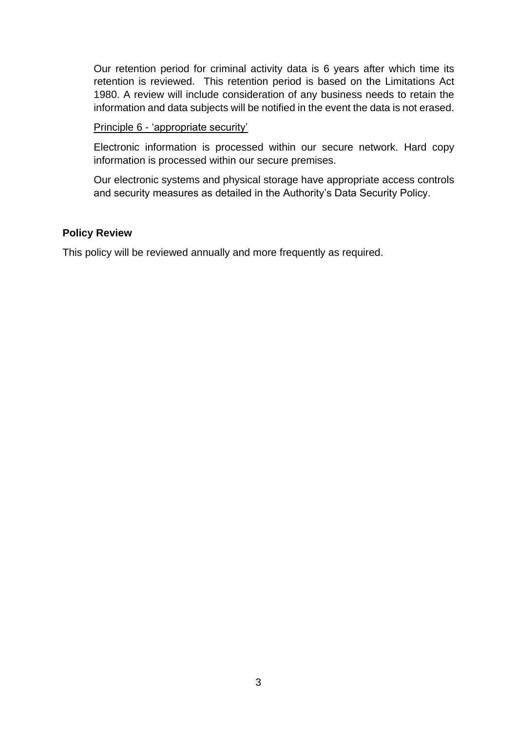Our retention period for criminal activity data is 6 years after which time its retention is reviewed. This retention period is based on the Limitations Act 1980. A review will include consideration of any business needs to retain the information and data subjects will be notified in the event the data is not erased.

Principle 6 - 'appropriate security'

Electronic information is processed within our secure network. Hard copy information is processed within our secure premises.

Our electronic systems and physical storage have appropriate access controls and security measures as detailed in the Authority's Data Security Policy.

**Policy Review**

This policy will be reviewed annually and more frequently as required.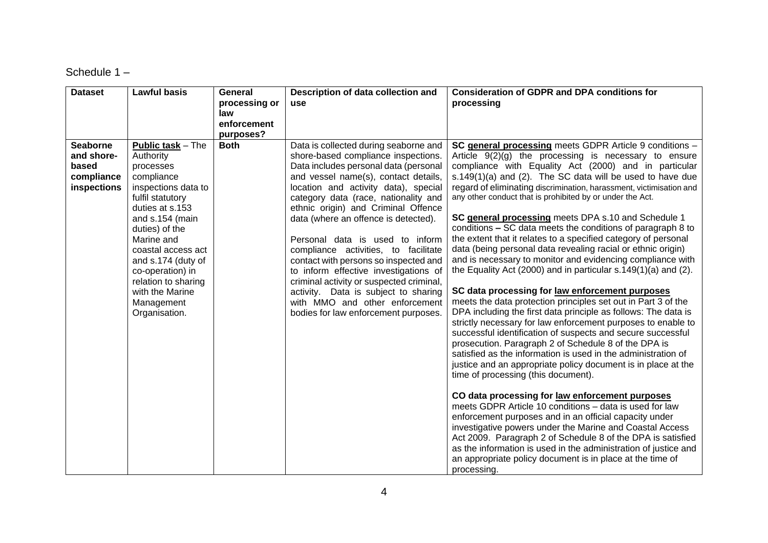Schedule 1 –

| Dataset | Lawful basis | General processing or law enforcement purposes? | Description of data collection and use | Consideration of GDPR and DPA conditions for processing |
|---|---|---|---|---|
| **Seaborne and shore-based compliance inspections** | **Public task** – The Authority processes compliance inspections data to fulfil statutory duties at s.153 and s.154 (main duties) of the Marine and coastal access act and s.174 (duty of co-operation) in relation to sharing with the Marine Management Organisation. | **Both** | Data is collected during seaborne and shore-based compliance inspections. Data includes personal data (personal and vessel name(s), contact details, location and activity data), special category data (race, nationality and ethnic origin) and Criminal Offence data (where an offence is detected).<br><br>Personal data is used to inform compliance activities, to facilitate contact with persons so inspected and to inform effective investigations of criminal activity or suspected criminal, activity. Data is subject to sharing with MMO and other enforcement bodies for law enforcement purposes. | **SC general processing** meets GDPR Article 9 conditions – Article 9(2)(g) the processing is necessary to ensure compliance with Equality Act (2000) and in particular s.149(1)(a) and (2). The SC data will be used to have due regard of eliminating discrimination, harassment, victimisation and any other conduct that is prohibited by or under the Act.<br><br>**SC general processing** meets DPA s.10 and Schedule 1 conditions **–** SC data meets the conditions of paragraph 8 to the extent that it relates to a specified category of personal data (being personal data revealing racial or ethnic origin) and is necessary to monitor and evidencing compliance with the Equality Act (2000) and in particular s.149(1)(a) and (2).<br><br>**SC data processing for law enforcement purposes** meets the data protection principles set out in Part 3 of the DPA including the first data principle as follows: The data is strictly necessary for law enforcement purposes to enable to successful identification of suspects and secure successful prosecution. Paragraph 2 of Schedule 8 of the DPA is satisfied as the information is used in the administration of justice and an appropriate policy document is in place at the time of processing (this document).<br><br>**CO data processing for law enforcement purposes** meets GDPR Article 10 conditions – data is used for law enforcement purposes and in an official capacity under investigative powers under the Marine and Coastal Access Act 2009. Paragraph 2 of Schedule 8 of the DPA is satisfied as the information is used in the administration of justice and an appropriate policy document is in place at the time of processing. |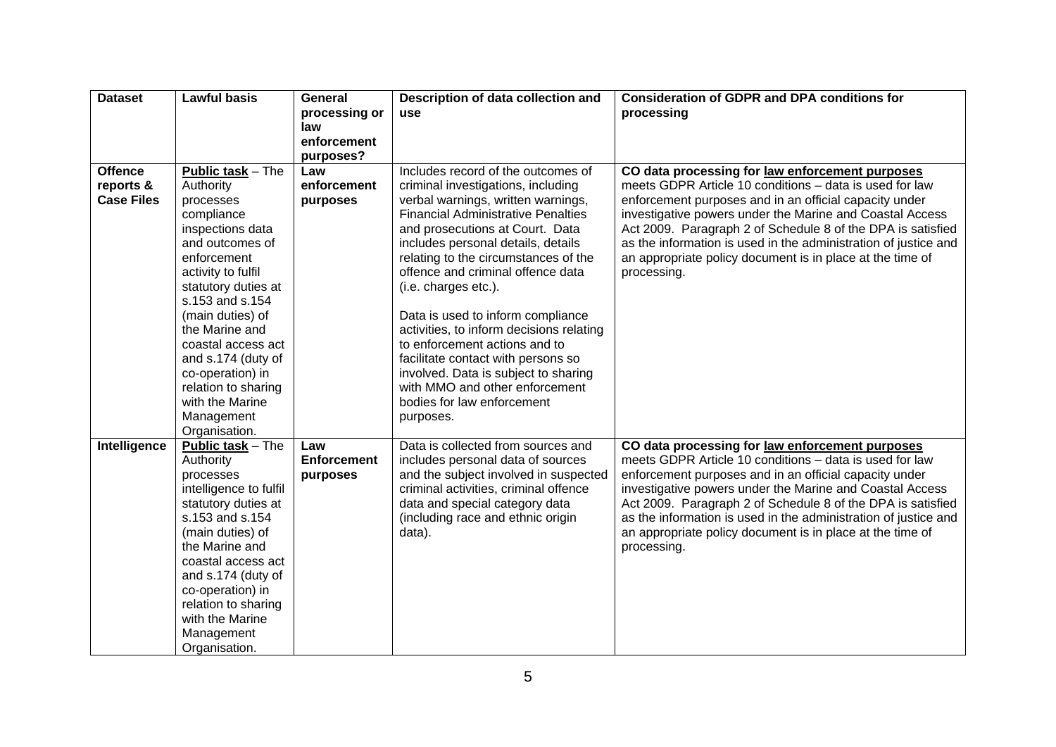| Dataset | Lawful basis | General processing or law enforcement purposes? | Description of data collection and use | Consideration of GDPR and DPA conditions for processing |
|---|---|---|---|---|
| **Offence reports & Case Files** | **Public task** – The Authority processes compliance inspections data and outcomes of enforcement activity to fulfil statutory duties at s.153 and s.154 (main duties) of the Marine and coastal access act and s.174 (duty of co-operation) in relation to sharing with the Marine Management Organisation. | **Law enforcement purposes** | Includes record of the outcomes of criminal investigations, including verbal warnings, written warnings, Financial Administrative Penalties and prosecutions at Court. Data includes personal details, details relating to the circumstances of the offence and criminal offence data (i.e. charges etc.).<br><br>Data is used to inform compliance activities, to inform decisions relating to enforcement actions and to facilitate contact with persons so involved. Data is subject to sharing with MMO and other enforcement bodies for law enforcement purposes. | **CO data processing for law enforcement purposes** meets GDPR Article 10 conditions – data is used for law enforcement purposes and in an official capacity under investigative powers under the Marine and Coastal Access Act 2009. Paragraph 2 of Schedule 8 of the DPA is satisfied as the information is used in the administration of justice and an appropriate policy document is in place at the time of processing. |
| **Intelligence** | **Public task** – The Authority processes intelligence to fulfil statutory duties at s.153 and s.154 (main duties) of the Marine and coastal access act and s.174 (duty of co-operation) in relation to sharing with the Marine Management Organisation. | **Law Enforcement purposes** | Data is collected from sources and includes personal data of sources and the subject involved in suspected criminal activities, criminal offence data and special category data (including race and ethnic origin data). | **CO data processing for law enforcement purposes** meets GDPR Article 10 conditions – data is used for law enforcement purposes and in an official capacity under investigative powers under the Marine and Coastal Access Act 2009. Paragraph 2 of Schedule 8 of the DPA is satisfied as the information is used in the administration of justice and an appropriate policy document is in place at the time of processing. |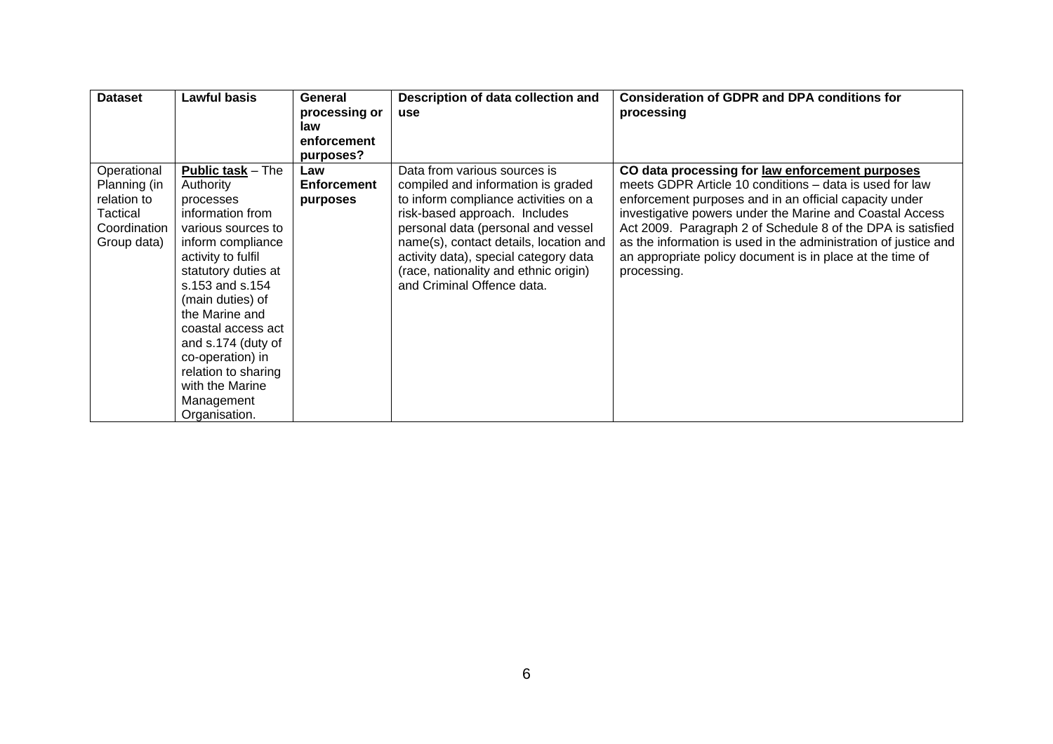| Dataset | Lawful basis | General processing or law enforcement purposes? | Description of data collection and use | Consideration of GDPR and DPA conditions for processing |
|---|---|---|---|---|
| Operational Planning (in relation to Tactical Coordination Group data) | **Public task** – The Authority processes information from various sources to inform compliance activity to fulfil statutory duties at s.153 and s.154 (main duties) of the Marine and coastal access act and s.174 (duty of co-operation) in relation to sharing with the Marine Management Organisation. | **Law Enforcement purposes** | Data from various sources is compiled and information is graded to inform compliance activities on a risk-based approach. Includes personal data (personal and vessel name(s), contact details, location and activity data), special category data (race, nationality and ethnic origin) and Criminal Offence data. | **CO data processing for law enforcement purposes** meets GDPR Article 10 conditions – data is used for law enforcement purposes and in an official capacity under investigative powers under the Marine and Coastal Access Act 2009. Paragraph 2 of Schedule 8 of the DPA is satisfied as the information is used in the administration of justice and an appropriate policy document is in place at the time of processing. |